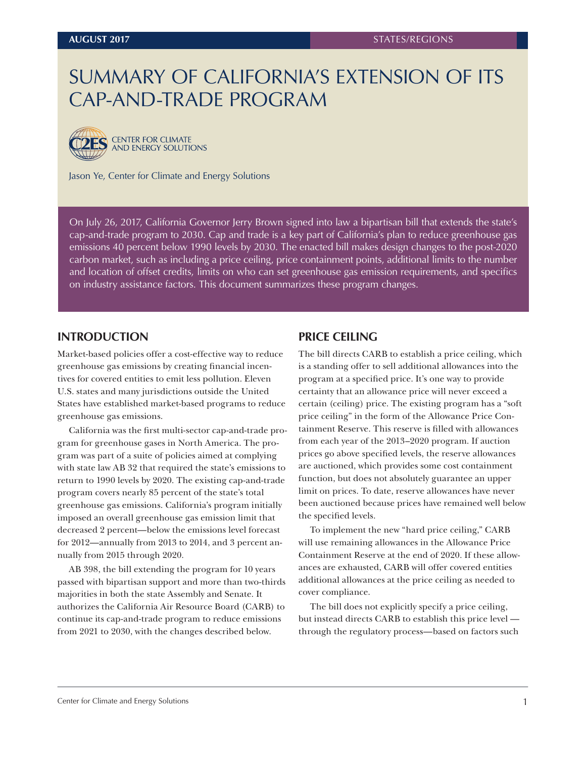AUGUST 2017 STATES/REGIONS

# SUMMARY OF CALIFORNIA'S EXTENSION OF ITS CAP-AND-TRADE PROGRAM

CENTER FOR CLIMATE AND ENERGY SOLUTIONS

Jason Ye, Center for Climate and Energy Solutions

On July 26, 2017, California Governor Jerry Brown signed into law a bipartisan bill that extends the state's cap-and-trade program to 2030. Cap and trade is a key part of California's plan to reduce greenhouse gas emissions 40 percent below 1990 levels by 2030. The enacted bill makes design changes to the post-2020 carbon market, such as including a price ceiling, price containment points, additional limits to the number and location of offset credits, limits on who can set greenhouse gas emission requirements, and specifics on industry assistance factors. This document summarizes these program changes.

## INTRODUCTION

Market-based policies offer a cost-effective way to reduce greenhouse gas emissions by creating financial incentives for covered entities to emit less pollution. Eleven U.S. states and many jurisdictions outside the United States have established market-based programs to reduce greenhouse gas emissions.

California was the first multi-sector cap-and-trade program for greenhouse gases in North America. The program was part of a suite of policies aimed at complying with state law AB 32 that required the state's emissions to return to 1990 levels by 2020. The existing cap-and-trade program covers nearly 85 percent of the state's total greenhouse gas emissions. California's program initially imposed an overall greenhouse gas emission limit that decreased 2 percent—below the emissions level forecast for 2012—annually from 2013 to 2014, and 3 percent annually from 2015 through 2020.

AB 398, the bill extending the program for 10 years passed with bipartisan support and more than two-thirds majorities in both the state Assembly and Senate. It authorizes the California Air Resource Board (CARB) to continue its cap-and-trade program to reduce emissions from 2021 to 2030, with the changes described below.

## PRICE CEILING

The bill directs CARB to establish a price ceiling, which is a standing offer to sell additional allowances into the program at a specified price. It's one way to provide certainty that an allowance price will never exceed a certain (ceiling) price. The existing program has a "soft price ceiling" in the form of the Allowance Price Containment Reserve. This reserve is filled with allowances from each year of the 2013–2020 program. If auction prices go above specified levels, the reserve allowances are auctioned, which provides some cost containment function, but does not absolutely guarantee an upper limit on prices. To date, reserve allowances have never been auctioned because prices have remained well below the specified levels.

To implement the new "hard price ceiling," CARB will use remaining allowances in the Allowance Price Containment Reserve at the end of 2020. If these allowances are exhausted, CARB will offer covered entities additional allowances at the price ceiling as needed to cover compliance.

The bill does not explicitly specify a price ceiling, but instead directs CARB to establish this price level — through the regulatory process—based on factors such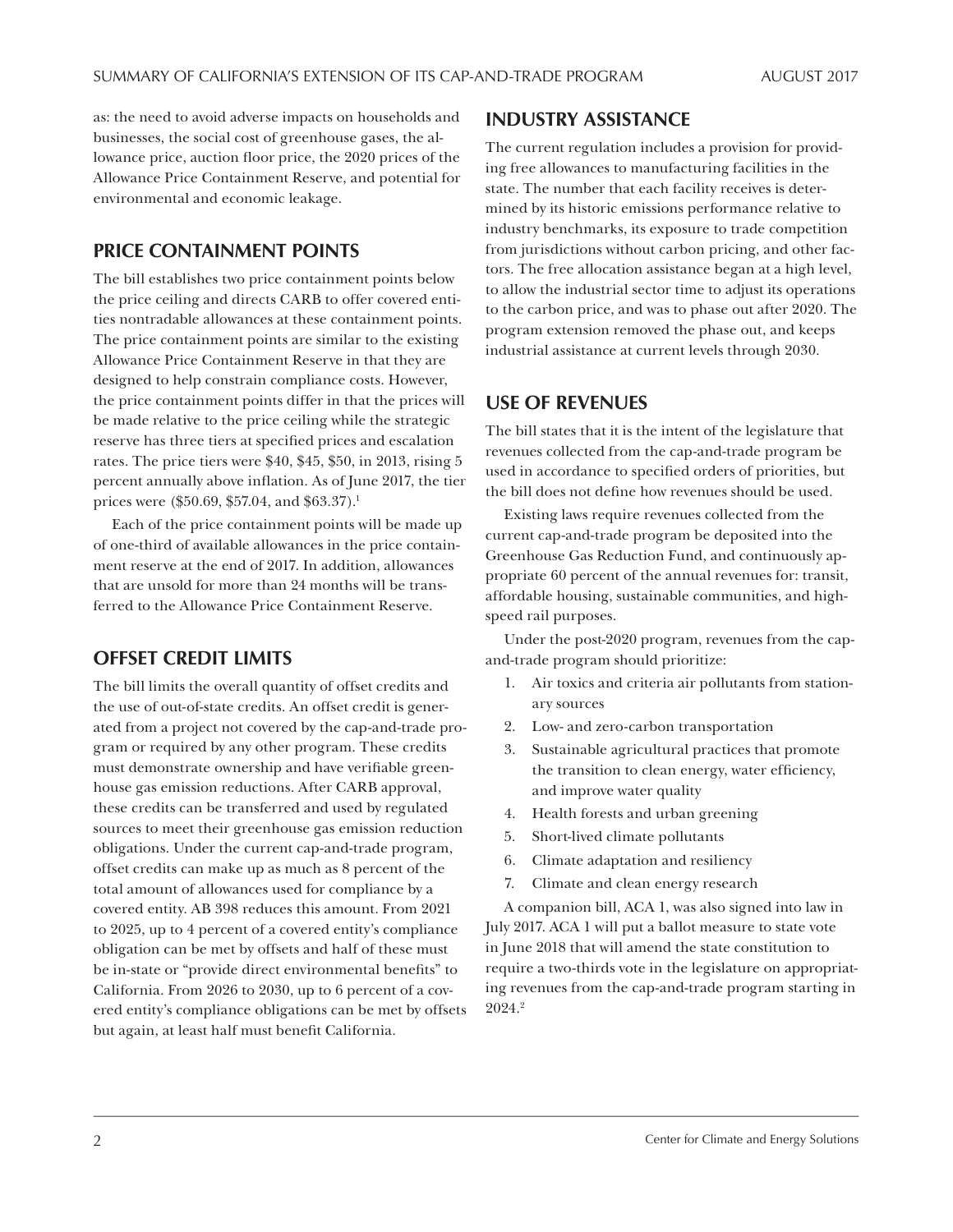as: the need to avoid adverse impacts on households and businesses, the social cost of greenhouse gases, the allowance price, auction floor price, the 2020 prices of the Allowance Price Containment Reserve, and potential for environmental and economic leakage.

## PRICE CONTAINMENT POINTS

The bill establishes two price containment points below the price ceiling and directs CARB to offer covered entities nontradable allowances at these containment points. The price containment points are similar to the existing Allowance Price Containment Reserve in that they are designed to help constrain compliance costs. However, the price containment points differ in that the prices will be made relative to the price ceiling while the strategic reserve has three tiers at specified prices and escalation rates. The price tiers were $40, $45, $50, in 2013, rising 5 percent annually above inflation. As of June 2017, the tier prices were ($50.69, $57.04, and $63.37).[1]

Each of the price containment points will be made up of one-third of available allowances in the price containment reserve at the end of 2017. In addition, allowances that are unsold for more than 24 months will be transferred to the Allowance Price Containment Reserve.

## OFFSET CREDIT LIMITS

The bill limits the overall quantity of offset credits and the use of out-of-state credits. An offset credit is generated from a project not covered by the cap-and-trade program or required by any other program. These credits must demonstrate ownership and have verifiable greenhouse gas emission reductions. After CARB approval, these credits can be transferred and used by regulated sources to meet their greenhouse gas emission reduction obligations. Under the current cap-and-trade program, offset credits can make up as much as 8 percent of the total amount of allowances used for compliance by a covered entity. AB 398 reduces this amount. From 2021 to 2025, up to 4 percent of a covered entity's compliance obligation can be met by offsets and half of these must be in-state or "provide direct environmental benefits" to California. From 2026 to 2030, up to 6 percent of a covered entity's compliance obligations can be met by offsets but again, at least half must benefit California.

## INDUSTRY ASSISTANCE

The current regulation includes a provision for providing free allowances to manufacturing facilities in the state. The number that each facility receives is determined by its historic emissions performance relative to industry benchmarks, its exposure to trade competition from jurisdictions without carbon pricing, and other factors. The free allocation assistance began at a high level, to allow the industrial sector time to adjust its operations to the carbon price, and was to phase out after 2020. The program extension removed the phase out, and keeps industrial assistance at current levels through 2030.

## USE OF REVENUES

The bill states that it is the intent of the legislature that revenues collected from the cap-and-trade program be used in accordance to specified orders of priorities, but the bill does not define how revenues should be used.

Existing laws require revenues collected from the current cap-and-trade program be deposited into the Greenhouse Gas Reduction Fund, and continuously appropriate 60 percent of the annual revenues for: transit, affordable housing, sustainable communities, and high-speed rail purposes.

Under the post-2020 program, revenues from the cap-and-trade program should prioritize:

1. Air toxics and criteria air pollutants from stationary sources
2. Low- and zero-carbon transportation
3. Sustainable agricultural practices that promote the transition to clean energy, water efficiency, and improve water quality
4. Health forests and urban greening
5. Short-lived climate pollutants
6. Climate adaptation and resiliency
7. Climate and clean energy research

A companion bill, ACA 1, was also signed into law in July 2017. ACA 1 will put a ballot measure to state vote in June 2018 that will amend the state constitution to require a two-thirds vote in the legislature on appropriating revenues from the cap-and-trade program starting in 2024.[2]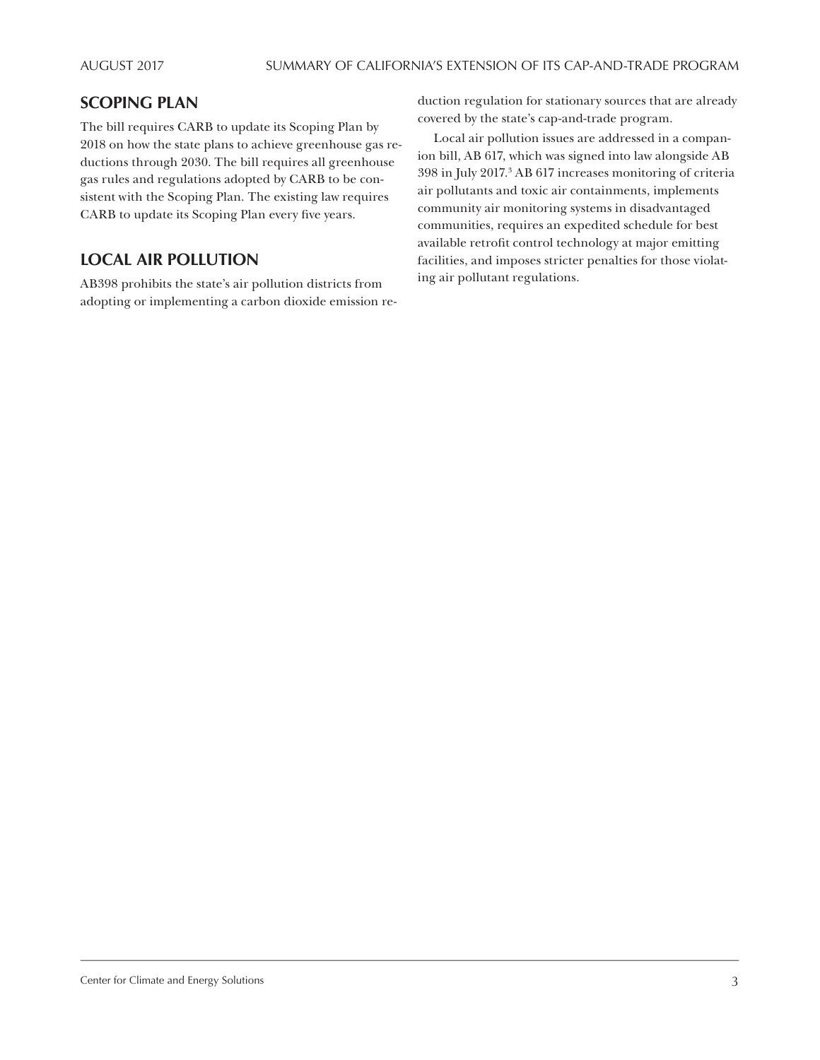## SCOPING PLAN

The bill requires CARB to update its Scoping Plan by 2018 on how the state plans to achieve greenhouse gas reductions through 2030. The bill requires all greenhouse gas rules and regulations adopted by CARB to be consistent with the Scoping Plan. The existing law requires CARB to update its Scoping Plan every five years.

## LOCAL AIR POLLUTION

AB398 prohibits the state's air pollution districts from adopting or implementing a carbon dioxide emission reduction regulation for stationary sources that are already covered by the state's cap-and-trade program.

Local air pollution issues are addressed in a companion bill, AB 617, which was signed into law alongside AB 398 in July 2017.[3] AB 617 increases monitoring of criteria air pollutants and toxic air containments, implements community air monitoring systems in disadvantaged communities, requires an expedited schedule for best available retrofit control technology at major emitting facilities, and imposes stricter penalties for those violating air pollutant regulations.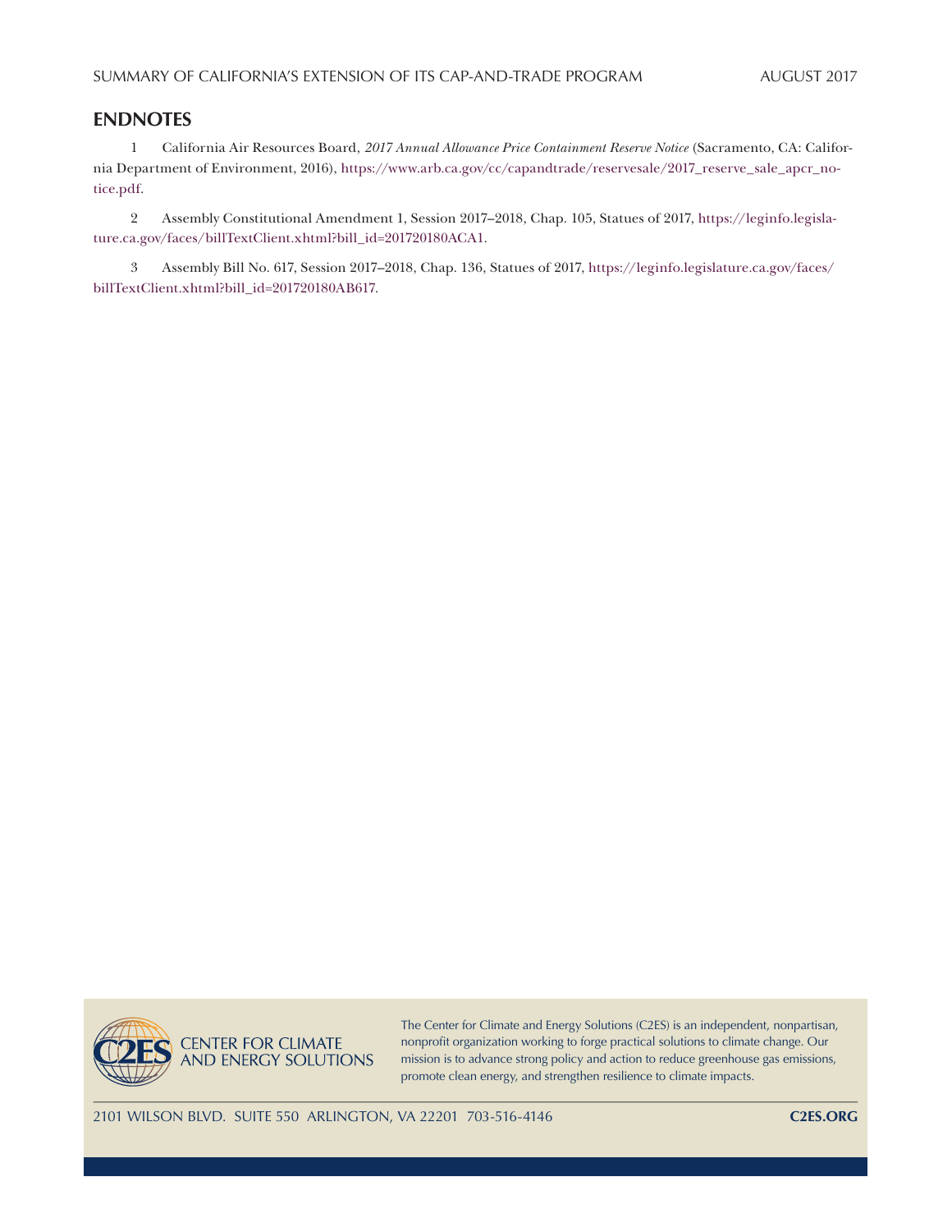## ENDNOTES

1 California Air Resources Board, *2017 Annual Allowance Price Containment Reserve Notice* (Sacramento, CA: California Department of Environment, 2016), https://www.arb.ca.gov/cc/capandtrade/reservesale/2017_reserve_sale_apcr_notice.pdf.

2 Assembly Constitutional Amendment 1, Session 2017–2018, Chap. 105, Statues of 2017, https://leginfo.legislature.ca.gov/faces/billTextClient.xhtml?bill_id=201720180ACA1.

3 Assembly Bill No. 617, Session 2017–2018, Chap. 136, Statues of 2017, https://leginfo.legislature.ca.gov/faces/billTextClient.xhtml?bill_id=201720180AB617.

C2ES CENTER FOR CLIMATE AND ENERGY SOLUTIONS

The Center for Climate and Energy Solutions (C2ES) is an independent, nonpartisan, nonprofit organization working to forge practical solutions to climate change. Our mission is to advance strong policy and action to reduce greenhouse gas emissions, promote clean energy, and strengthen resilience to climate impacts.

2101 WILSON BLVD. SUITE 550 ARLINGTON, VA 22201 703-516-4146 **C2ES.ORG**